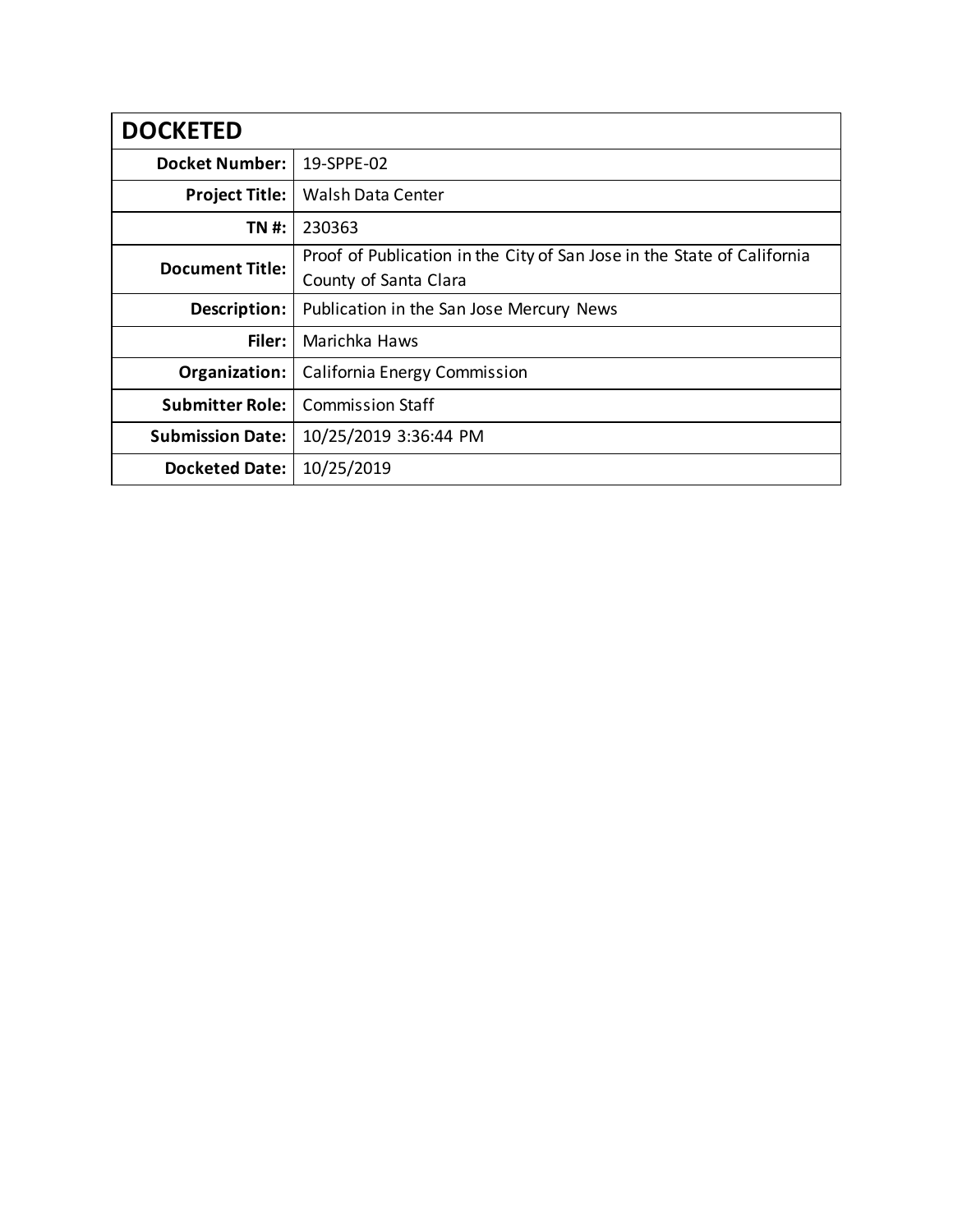| DOCKETED | |
|---|---|
| **Docket Number:** | 19-SPPE-02 |
| **Project Title:** | Walsh Data Center |
| **TN #:** | 230363 |
| **Document Title:** | Proof of Publication in the City of San Jose in the State of California County of Santa Clara |
| **Description:** | Publication in the San Jose Mercury News |
| **Filer:** | Marichka Haws |
| **Organization:** | California Energy Commission |
| **Submitter Role:** | Commission Staff |
| **Submission Date:** | 10/25/2019 3:36:44 PM |
| **Docketed Date:** | 10/25/2019 |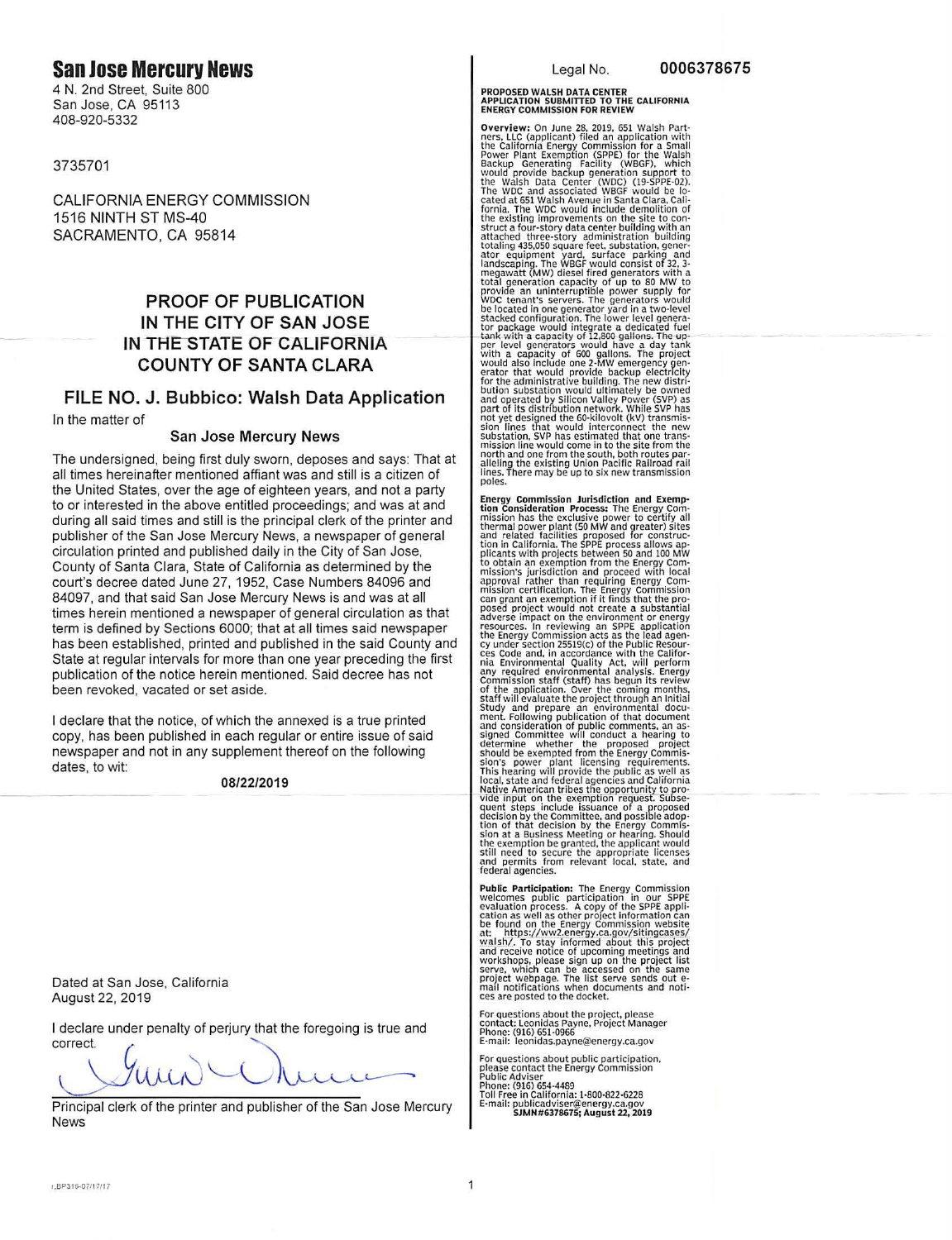# San Jose Mercury News

4 N. 2nd Street, Suite 800
San Jose, CA 95113
408-920-5332

3735701

CALIFORNIA ENERGY COMMISSION
1516 NINTH ST MS-40
SACRAMENTO, CA 95814

## PROOF OF PUBLICATION IN THE CITY OF SAN JOSE IN THE STATE OF CALIFORNIA COUNTY OF SANTA CLARA

## FILE NO. J. Bubbico: Walsh Data Application

In the matter of

**San Jose Mercury News**

The undersigned, being first duly sworn, deposes and says: That at all times hereinafter mentioned affiant was and still is a citizen of the United States, over the age of eighteen years, and not a party to or interested in the above entitled proceedings; and was at and during all said times and still is the principal clerk of the printer and publisher of the San Jose Mercury News, a newspaper of general circulation printed and published daily in the City of San Jose, County of Santa Clara, State of California as determined by the court's decree dated June 27, 1952, Case Numbers 84096 and 84097, and that said San Jose Mercury News is and was at all times herein mentioned a newspaper of general circulation as that term is defined by Sections 6000; that at all times said newspaper has been established, printed and published in the said County and State at regular intervals for more than one year preceding the first publication of the notice herein mentioned. Said decree has not been revoked, vacated or set aside.

I declare that the notice, of which the annexed is a true printed copy, has been published in each regular or entire issue of said newspaper and not in any supplement thereof on the following dates, to wit:

**08/22/2019**

Dated at San Jose, California
August 22, 2019

I declare under penalty of perjury that the foregoing is true and correct.

Principal clerk of the printer and publisher of the San Jose Mercury News

Legal No. **0006378675**

**PROPOSED WALSH DATA CENTER APPLICATION SUBMITTED TO THE CALIFORNIA ENERGY COMMISSION FOR REVIEW**

**Overview:** On June 28, 2019, 651 Walsh Partners, LLC (applicant) filed an application with the California Energy Commission for a Small Power Plant Exemption (SPPE) for the Walsh Backup Generating Facility (WBGF), which would provide backup generation support to the Walsh Data Center (WDC) (19-SPPE-02). The WDC and associated WBGF would be located at 651 Walsh Avenue in Santa Clara, California. The WDC would include demolition of the existing improvements on the site to construct a four-story data center building with an attached three-story administration building totaling 435,050 square feet, substation, generator equipment yard, surface parking and landscaping. The WBGF would consist of 32, 3-megawatt (MW) diesel fired generators with a total generation capacity of up to 80 MW to provide an uninterruptible power supply for WDC tenant's servers. The generators would be located in one generator yard in a two-level stacked configuration. The lower level generator package would integrate a dedicated fuel tank with a capacity of 12,800 gallons. The upper level generators would have a day tank with a capacity of 600 gallons. The project would also include one 2-MW emergency generator that would provide backup electricity for the administrative building. The new distribution substation would ultimately be owned and operated by Silicon Valley Power (SVP) as part of its distribution network. While SVP has not yet designed the 60-kilovolt (kV) transmission lines that would interconnect the new substation, SVP has estimated that one transmission line would come in to the site from the north and one from the south, both routes paralleling the existing Union Pacific Railroad rail lines. There may be up to six new transmission poles.

**Energy Commission Jurisdiction and Exemption Consideration Process:** The Energy Commission has the exclusive power to certify all thermal power plant (50 MW and greater) sites and related facilities proposed for construction in California. The SPPE process allows applicants with projects between 50 and 100 MW to obtain an exemption from the Energy Commission's jurisdiction and proceed with local approval rather than requiring Energy Commission certification. The Energy Commission can grant an exemption if it finds that the proposed project would not create a substantial adverse impact on the environment or energy resources. In reviewing an SPPE application the Energy Commission acts as the lead agency under section 25519(c) of the Public Resources Code and, in accordance with the California Environmental Quality Act, will perform any required environmental analysis. Energy Commission staff (staff) has begun its review of the application. Over the coming months, staff will evaluate the project through an Initial Study and prepare an environmental document. Following publication of that document and consideration of public comments, an assigned Committee will conduct a hearing to determine whether the proposed project should be exempted from the Energy Commission's power plant licensing requirements. This hearing will provide the public as well as local, state and federal agencies and California Native American tribes the opportunity to provide input on the exemption request. Subsequent steps include issuance of a proposed decision by the Committee, and possible adoption of that decision by the Energy Commission at a Business Meeting or hearing. Should the exemption be granted, the applicant would still need to secure the appropriate licenses and permits from relevant local, state, and federal agencies.

**Public Participation:** The Energy Commission welcomes public participation in our SPPE evaluation process. A copy of the SPPE application as well as other project information can be found on the Energy Commission website at: https://ww2.energy.ca.gov/sitingcases/walsh/. To stay informed about this project and receive notice of upcoming meetings and workshops, please sign up on the project list serve, which can be accessed on the same project webpage. The list serve sends out e-mail notifications when documents and notices are posted to the docket.

For questions about the project, please contact: Leonidas Payne, Project Manager
Phone: (916) 651-0966
E-mail: leonidas.payne@energy.ca.gov

For questions about public participation, please contact the Energy Commission Public Adviser
Phone: (916) 654-4489
Toll Free in California: 1-800-822-6228
E-mail: publicadviser@energy.ca.gov
**SJMN#6378675; August 22, 2019**

LBP316-07/17/17